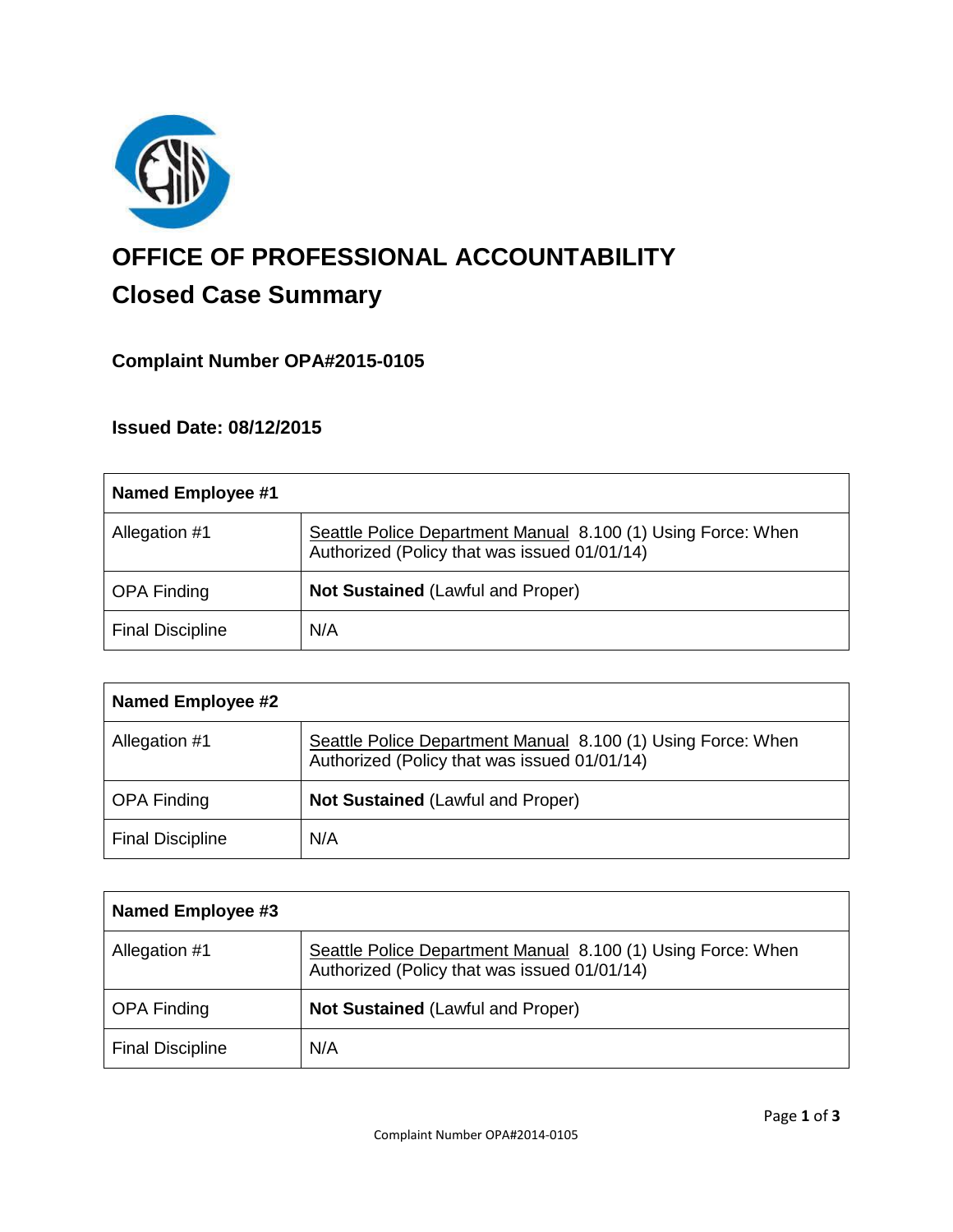# OFFICE OF PROFESSIONAL ACCOUNTABILITY

## Closed Case Summary

### Complaint Number OPA#2015-0105

### Issued Date: 08/12/2015

| Named Employee #1 | |
|---|---|
| Allegation #1 | Seattle Police Department Manual 8.100 (1) Using Force: When Authorized (Policy that was issued 01/01/14) |
| OPA Finding | **Not Sustained** (Lawful and Proper) |
| Final Discipline | N/A |

| Named Employee #2 | |
|---|---|
| Allegation #1 | Seattle Police Department Manual 8.100 (1) Using Force: When Authorized (Policy that was issued 01/01/14) |
| OPA Finding | **Not Sustained** (Lawful and Proper) |
| Final Discipline | N/A |

| Named Employee #3 | |
|---|---|
| Allegation #1 | Seattle Police Department Manual 8.100 (1) Using Force: When Authorized (Policy that was issued 01/01/14) |
| OPA Finding | **Not Sustained** (Lawful and Proper) |
| Final Discipline | N/A |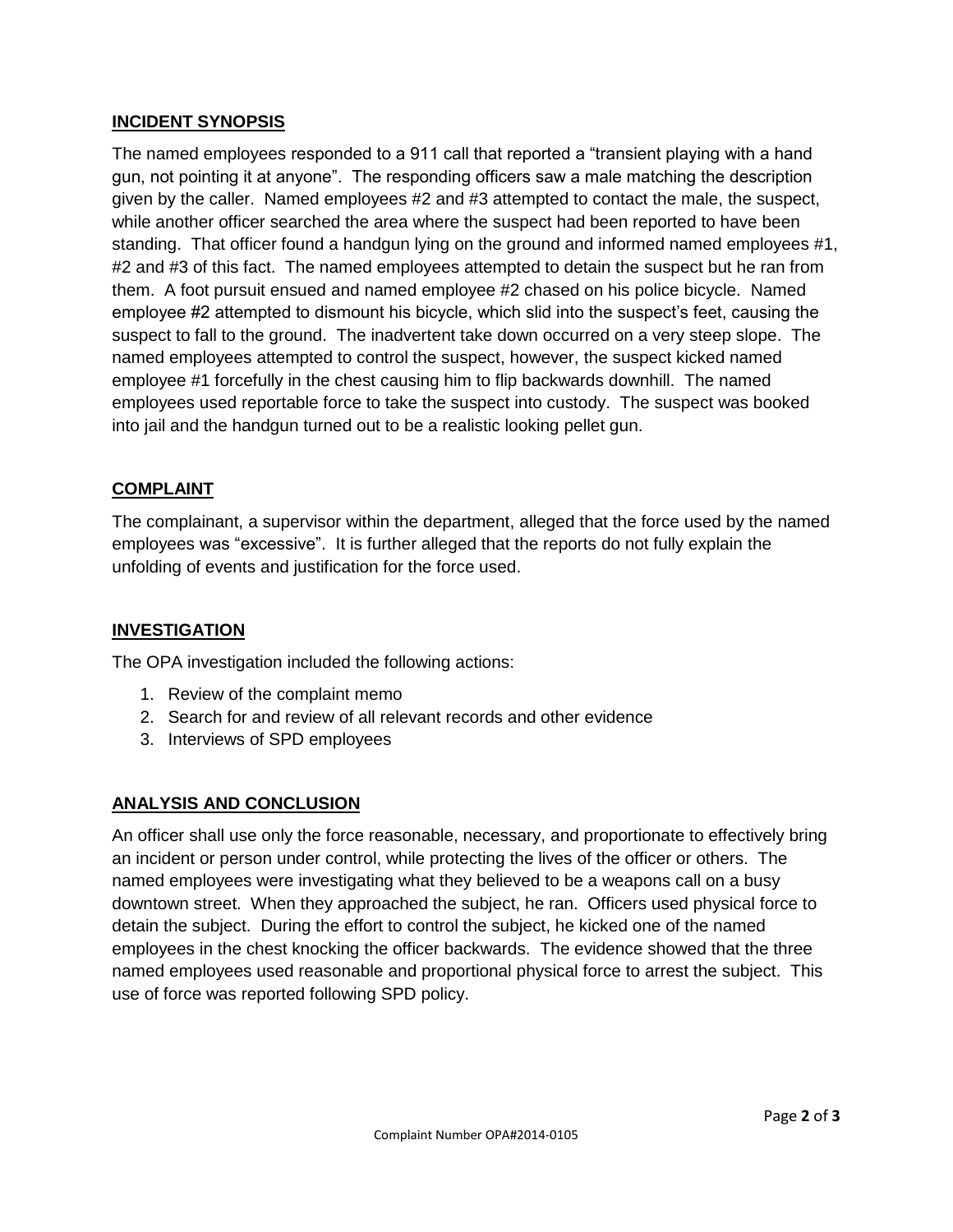## INCIDENT SYNOPSIS

The named employees responded to a 911 call that reported a "transient playing with a hand gun, not pointing it at anyone". The responding officers saw a male matching the description given by the caller. Named employees #2 and #3 attempted to contact the male, the suspect, while another officer searched the area where the suspect had been reported to have been standing. That officer found a handgun lying on the ground and informed named employees #1, #2 and #3 of this fact. The named employees attempted to detain the suspect but he ran from them. A foot pursuit ensued and named employee #2 chased on his police bicycle. Named employee #2 attempted to dismount his bicycle, which slid into the suspect's feet, causing the suspect to fall to the ground. The inadvertent take down occurred on a very steep slope. The named employees attempted to control the suspect, however, the suspect kicked named employee #1 forcefully in the chest causing him to flip backwards downhill. The named employees used reportable force to take the suspect into custody. The suspect was booked into jail and the handgun turned out to be a realistic looking pellet gun.

## COMPLAINT

The complainant, a supervisor within the department, alleged that the force used by the named employees was "excessive". It is further alleged that the reports do not fully explain the unfolding of events and justification for the force used.

## INVESTIGATION

The OPA investigation included the following actions:

1. Review of the complaint memo
2. Search for and review of all relevant records and other evidence
3. Interviews of SPD employees

## ANALYSIS AND CONCLUSION

An officer shall use only the force reasonable, necessary, and proportionate to effectively bring an incident or person under control, while protecting the lives of the officer or others. The named employees were investigating what they believed to be a weapons call on a busy downtown street. When they approached the subject, he ran. Officers used physical force to detain the subject. During the effort to control the subject, he kicked one of the named employees in the chest knocking the officer backwards. The evidence showed that the three named employees used reasonable and proportional physical force to arrest the subject. This use of force was reported following SPD policy.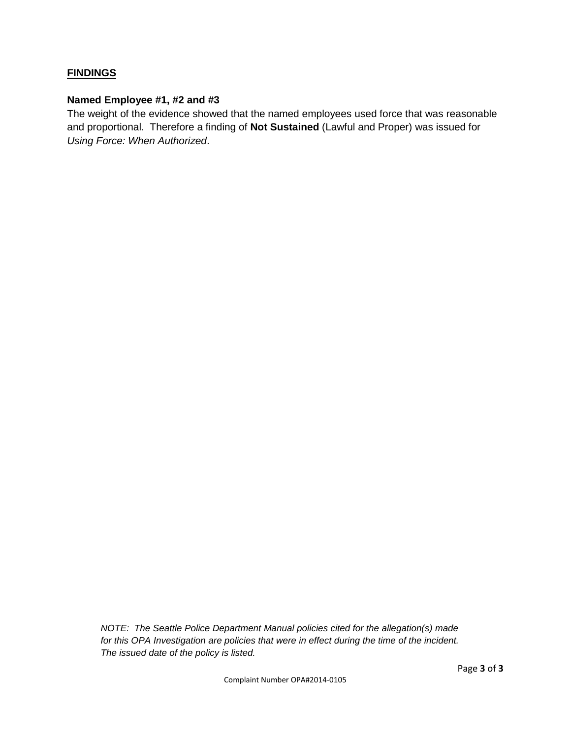## FINDINGS

### Named Employee #1, #2 and #3

The weight of the evidence showed that the named employees used force that was reasonable and proportional. Therefore a finding of **Not Sustained** (Lawful and Proper) was issued for *Using Force: When Authorized*.

*NOTE: The Seattle Police Department Manual policies cited for the allegation(s) made for this OPA Investigation are policies that were in effect during the time of the incident. The issued date of the policy is listed.*